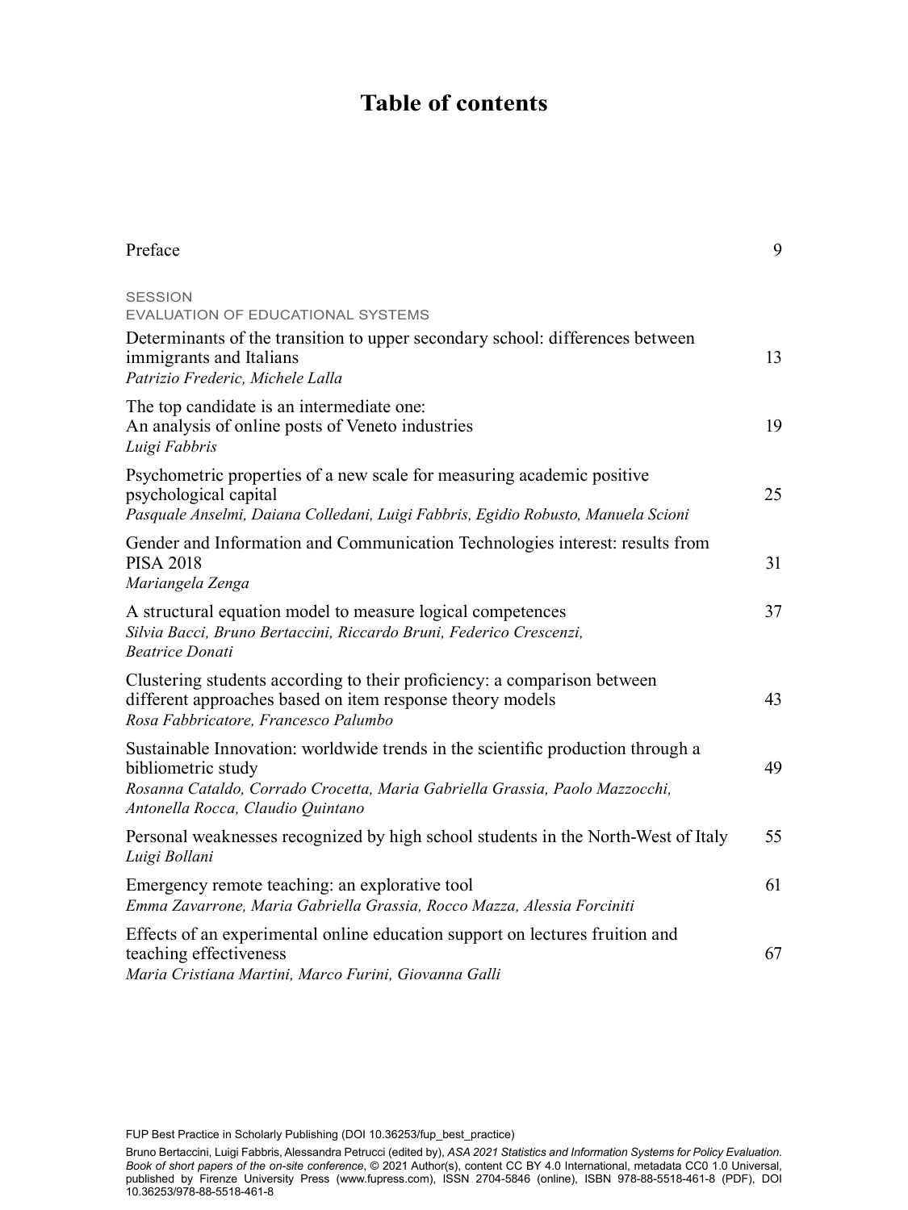# Table of contents

| | |
|---|---|
| Preface | 9 |
| SESSION<br>EVALUATION OF EDUCATIONAL SYSTEMS | |
| Determinants of the transition to upper secondary school: differences between immigrants and Italians<br>*Patrizio Frederic, Michele Lalla* | 13 |
| The top candidate is an intermediate one:<br>An analysis of online posts of Veneto industries<br>*Luigi Fabbris* | 19 |
| Psychometric properties of a new scale for measuring academic positive psychological capital<br>*Pasquale Anselmi, Daiana Colledani, Luigi Fabbris, Egidio Robusto, Manuela Scioni* | 25 |
| Gender and Information and Communication Technologies interest: results from PISA 2018<br>*Mariangela Zenga* | 31 |
| A structural equation model to measure logical competences<br>*Silvia Bacci, Bruno Bertaccini, Riccardo Bruni, Federico Crescenzi, Beatrice Donati* | 37 |
| Clustering students according to their proficiency: a comparison between different approaches based on item response theory models<br>*Rosa Fabbricatore, Francesco Palumbo* | 43 |
| Sustainable Innovation: worldwide trends in the scientific production through a bibliometric study<br>*Rosanna Cataldo, Corrado Crocetta, Maria Gabriella Grassia, Paolo Mazzocchi, Antonella Rocca, Claudio Quintano* | 49 |
| Personal weaknesses recognized by high school students in the North-West of Italy<br>*Luigi Bollani* | 55 |
| Emergency remote teaching: an explorative tool<br>*Emma Zavarrone, Maria Gabriella Grassia, Rocco Mazza, Alessia Forciniti* | 61 |
| Effects of an experimental online education support on lectures fruition and teaching effectiveness<br>*Maria Cristiana Martini, Marco Furini, Giovanna Galli* | 67 |

FUP Best Practice in Scholarly Publishing (DOI 10.36253/fup_best_practice)

Bruno Bertaccini, Luigi Fabbris, Alessandra Petrucci (edited by), *ASA 2021 Statistics and Information Systems for Policy Evaluation. Book of short papers of the on-site conference*, © 2021 Author(s), content CC BY 4.0 International, metadata CC0 1.0 Universal, published by Firenze University Press (www.fupress.com), ISSN 2704-5846 (online), ISBN 978-88-5518-461-8 (PDF), DOI 10.36253/978-88-5518-461-8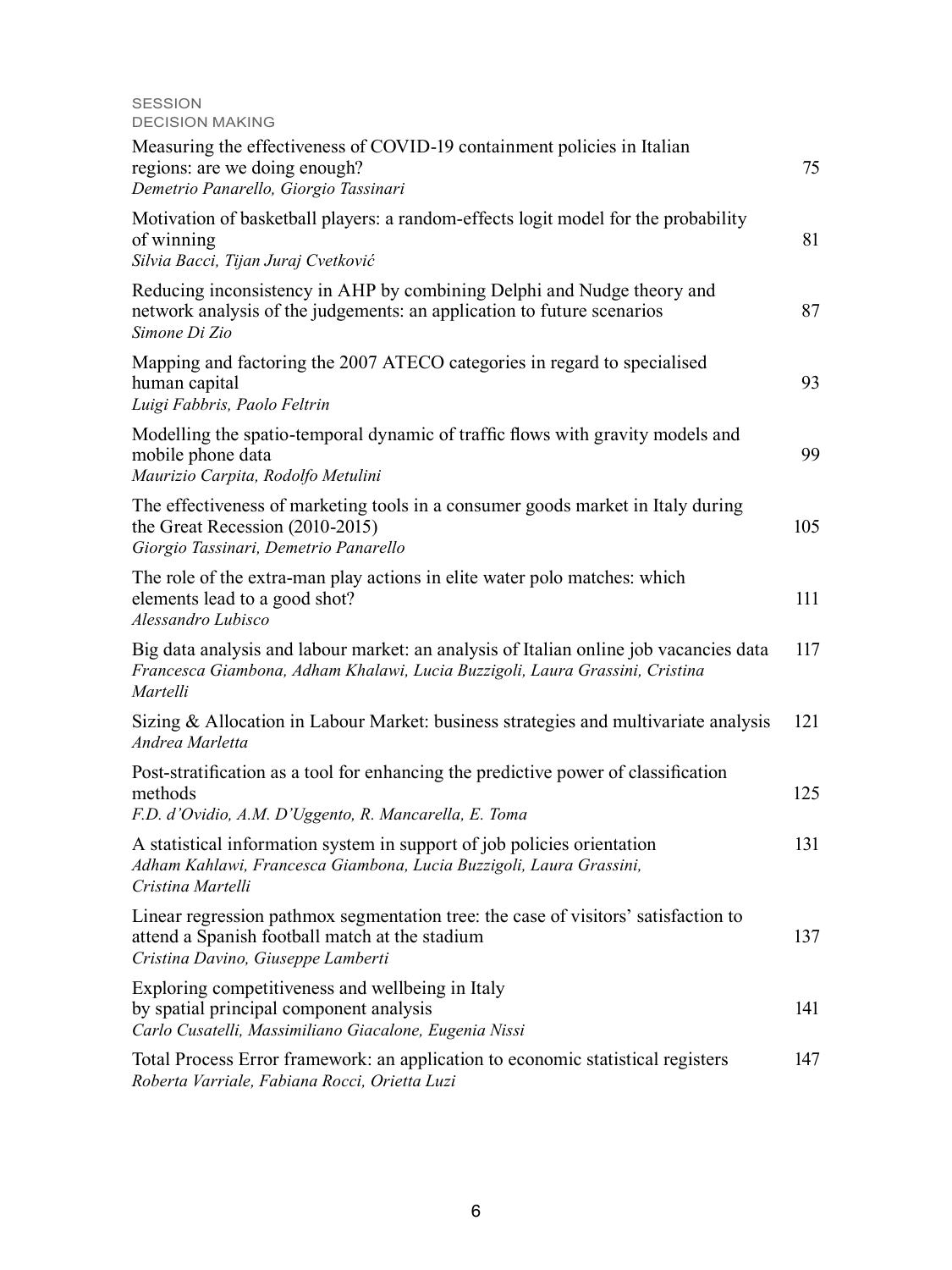SESSION
DECISION MAKING

Measuring the effectiveness of COVID-19 containment policies in Italian regions: are we doing enough? 75
*Demetrio Panarello, Giorgio Tassinari*

Motivation of basketball players: a random-effects logit model for the probability of winning 81
*Silvia Bacci, Tijan Juraj Cvetković*

Reducing inconsistency in AHP by combining Delphi and Nudge theory and network analysis of the judgements: an application to future scenarios 87
*Simone Di Zio*

Mapping and factoring the 2007 ATECO categories in regard to specialised human capital 93
*Luigi Fabbris, Paolo Feltrin*

Modelling the spatio-temporal dynamic of traffic flows with gravity models and mobile phone data 99
*Maurizio Carpita, Rodolfo Metulini*

The effectiveness of marketing tools in a consumer goods market in Italy during the Great Recession (2010-2015) 105
*Giorgio Tassinari, Demetrio Panarello*

The role of the extra-man play actions in elite water polo matches: which elements lead to a good shot? 111
*Alessandro Lubisco*

Big data analysis and labour market: an analysis of Italian online job vacancies data 117
*Francesca Giambona, Adham Khalawi, Lucia Buzzigoli, Laura Grassini, Cristina Martelli*

Sizing & Allocation in Labour Market: business strategies and multivariate analysis 121
*Andrea Marletta*

Post-stratification as a tool for enhancing the predictive power of classification methods 125
*F.D. d'Ovidio, A.M. D'Uggento, R. Mancarella, E. Toma*

A statistical information system in support of job policies orientation 131
*Adham Kahlawi, Francesca Giambona, Lucia Buzzigoli, Laura Grassini, Cristina Martelli*

Linear regression pathmox segmentation tree: the case of visitors' satisfaction to attend a Spanish football match at the stadium 137
*Cristina Davino, Giuseppe Lamberti*

Exploring competitiveness and wellbeing in Italy by spatial principal component analysis 141
*Carlo Cusatelli, Massimiliano Giacalone, Eugenia Nissi*

Total Process Error framework: an application to economic statistical registers 147
*Roberta Varriale, Fabiana Rocci, Orietta Luzi*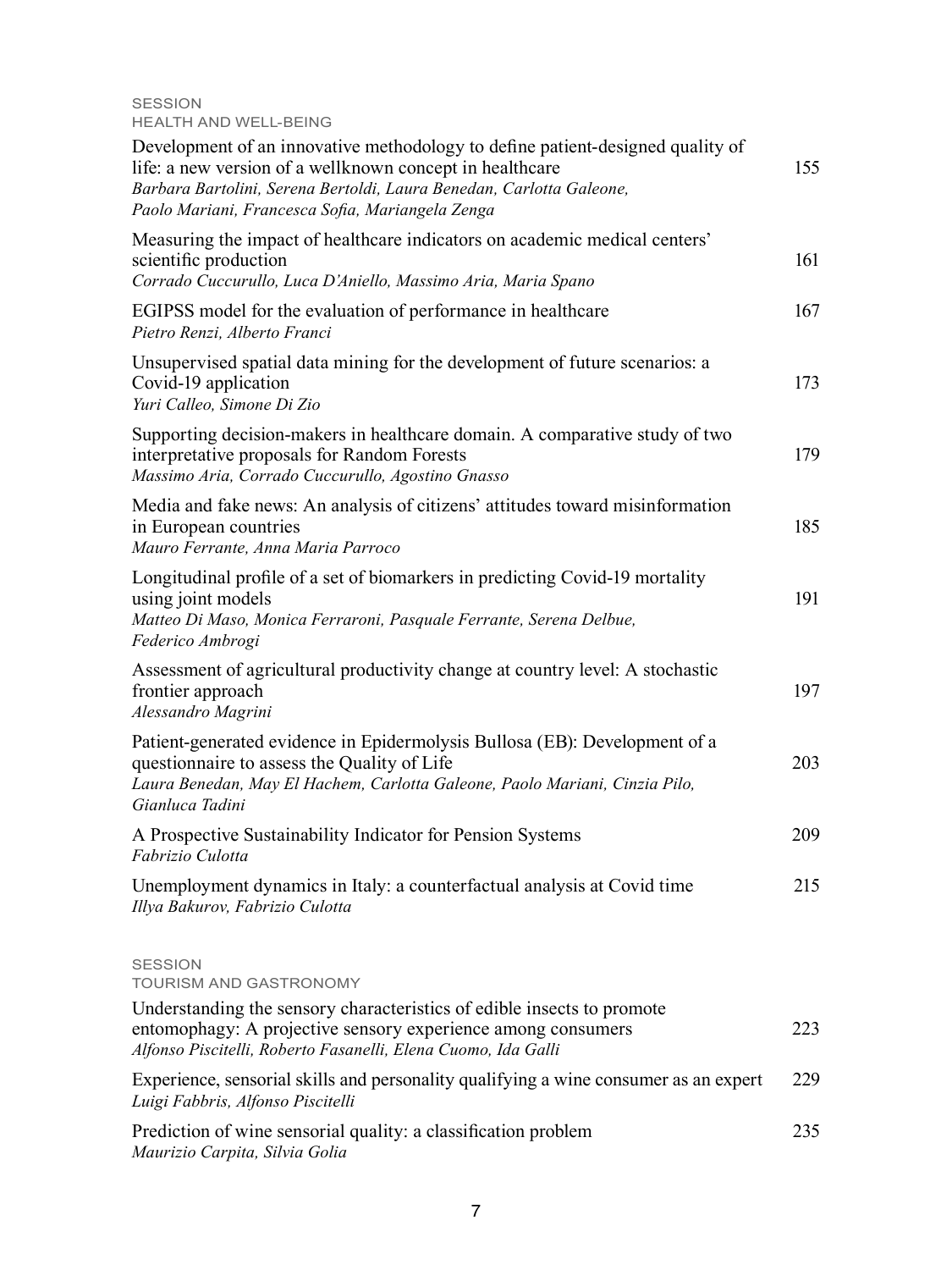## SESSION
### HEALTH AND WELL-BEING

Development of an innovative methodology to define patient-designed quality of life: a new version of a wellknown concept in healthcare — 155
*Barbara Bartolini, Serena Bertoldi, Laura Benedan, Carlotta Galeone, Paolo Mariani, Francesca Sofia, Mariangela Zenga*

Measuring the impact of healthcare indicators on academic medical centers' scientific production — 161
*Corrado Cuccurullo, Luca D'Aniello, Massimo Aria, Maria Spano*

EGIPSS model for the evaluation of performance in healthcare — 167
*Pietro Renzi, Alberto Franci*

Unsupervised spatial data mining for the development of future scenarios: a Covid-19 application — 173
*Yuri Calleo, Simone Di Zio*

Supporting decision-makers in healthcare domain. A comparative study of two interpretative proposals for Random Forests — 179
*Massimo Aria, Corrado Cuccurullo, Agostino Gnasso*

Media and fake news: An analysis of citizens' attitudes toward misinformation in European countries — 185
*Mauro Ferrante, Anna Maria Parroco*

Longitudinal profile of a set of biomarkers in predicting Covid-19 mortality using joint models — 191
*Matteo Di Maso, Monica Ferraroni, Pasquale Ferrante, Serena Delbue, Federico Ambrogi*

Assessment of agricultural productivity change at country level: A stochastic frontier approach — 197
*Alessandro Magrini*

Patient-generated evidence in Epidermolysis Bullosa (EB): Development of a questionnaire to assess the Quality of Life — 203
*Laura Benedan, May El Hachem, Carlotta Galeone, Paolo Mariani, Cinzia Pilo, Gianluca Tadini*

A Prospective Sustainability Indicator for Pension Systems — 209
*Fabrizio Culotta*

Unemployment dynamics in Italy: a counterfactual analysis at Covid time — 215
*Illya Bakurov, Fabrizio Culotta*

## SESSION
### TOURISM AND GASTRONOMY

Understanding the sensory characteristics of edible insects to promote entomophagy: A projective sensory experience among consumers — 223
*Alfonso Piscitelli, Roberto Fasanelli, Elena Cuomo, Ida Galli*

Experience, sensorial skills and personality qualifying a wine consumer as an expert — 229
*Luigi Fabbris, Alfonso Piscitelli*

Prediction of wine sensorial quality: a classification problem — 235
*Maurizio Carpita, Silvia Golia*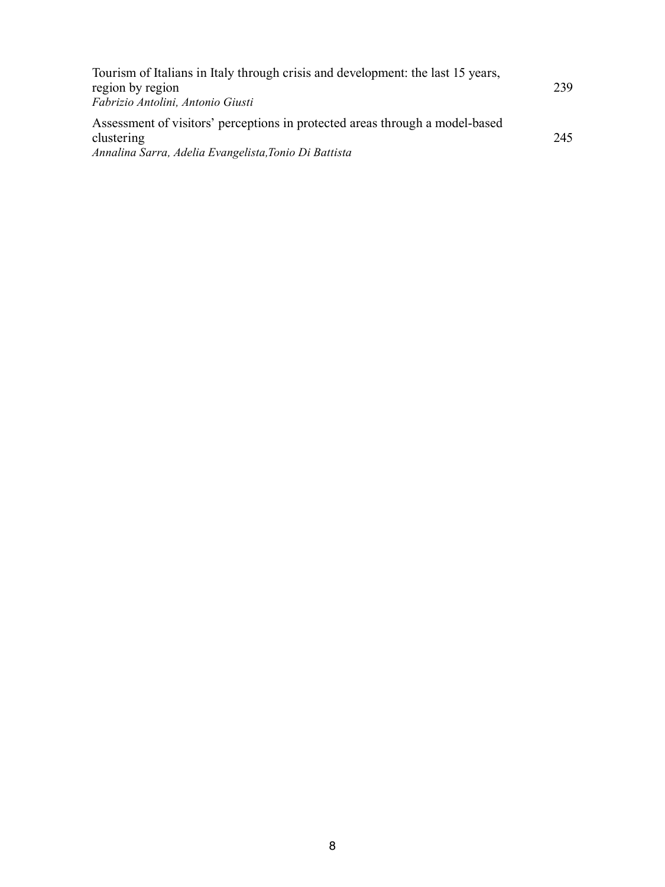Tourism of Italians in Italy through crisis and development: the last 15 years, region by region 239
*Fabrizio Antolini, Antonio Giusti*

Assessment of visitors' perceptions in protected areas through a model-based clustering 245
*Annalina Sarra, Adelia Evangelista,Tonio Di Battista*